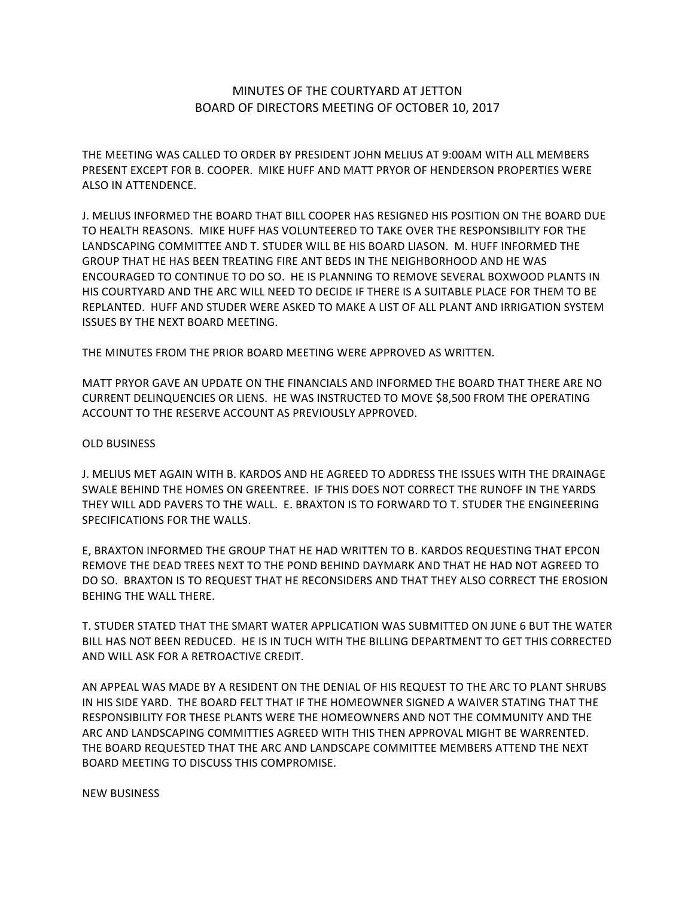# MINUTES OF THE COURTYARD AT JETTON
# BOARD OF DIRECTORS MEETING OF OCTOBER 10, 2017

THE MEETING WAS CALLED TO ORDER BY PRESIDENT JOHN MELIUS AT 9:00AM WITH ALL MEMBERS PRESENT EXCEPT FOR B. COOPER. MIKE HUFF AND MATT PRYOR OF HENDERSON PROPERTIES WERE ALSO IN ATTENDENCE.

J. MELIUS INFORMED THE BOARD THAT BILL COOPER HAS RESIGNED HIS POSITION ON THE BOARD DUE TO HEALTH REASONS. MIKE HUFF HAS VOLUNTEERED TO TAKE OVER THE RESPONSIBILITY FOR THE LANDSCAPING COMMITTEE AND T. STUDER WILL BE HIS BOARD LIASON. M. HUFF INFORMED THE GROUP THAT HE HAS BEEN TREATING FIRE ANT BEDS IN THE NEIGHBORHOOD AND HE WAS ENCOURAGED TO CONTINUE TO DO SO. HE IS PLANNING TO REMOVE SEVERAL BOXWOOD PLANTS IN HIS COURTYARD AND THE ARC WILL NEED TO DECIDE IF THERE IS A SUITABLE PLACE FOR THEM TO BE REPLANTED. HUFF AND STUDER WERE ASKED TO MAKE A LIST OF ALL PLANT AND IRRIGATION SYSTEM ISSUES BY THE NEXT BOARD MEETING.

THE MINUTES FROM THE PRIOR BOARD MEETING WERE APPROVED AS WRITTEN.

MATT PRYOR GAVE AN UPDATE ON THE FINANCIALS AND INFORMED THE BOARD THAT THERE ARE NO CURRENT DELINQUENCIES OR LIENS. HE WAS INSTRUCTED TO MOVE $8,500 FROM THE OPERATING ACCOUNT TO THE RESERVE ACCOUNT AS PREVIOUSLY APPROVED.

OLD BUSINESS

J. MELIUS MET AGAIN WITH B. KARDOS AND HE AGREED TO ADDRESS THE ISSUES WITH THE DRAINAGE SWALE BEHIND THE HOMES ON GREENTREE. IF THIS DOES NOT CORRECT THE RUNOFF IN THE YARDS THEY WILL ADD PAVERS TO THE WALL. E. BRAXTON IS TO FORWARD TO T. STUDER THE ENGINEERING SPECIFICATIONS FOR THE WALLS.

E, BRAXTON INFORMED THE GROUP THAT HE HAD WRITTEN TO B. KARDOS REQUESTING THAT EPCON REMOVE THE DEAD TREES NEXT TO THE POND BEHIND DAYMARK AND THAT HE HAD NOT AGREED TO DO SO. BRAXTON IS TO REQUEST THAT HE RECONSIDERS AND THAT THEY ALSO CORRECT THE EROSION BEHING THE WALL THERE.

T. STUDER STATED THAT THE SMART WATER APPLICATION WAS SUBMITTED ON JUNE 6 BUT THE WATER BILL HAS NOT BEEN REDUCED. HE IS IN TUCH WITH THE BILLING DEPARTMENT TO GET THIS CORRECTED AND WILL ASK FOR A RETROACTIVE CREDIT.

AN APPEAL WAS MADE BY A RESIDENT ON THE DENIAL OF HIS REQUEST TO THE ARC TO PLANT SHRUBS IN HIS SIDE YARD. THE BOARD FELT THAT IF THE HOMEOWNER SIGNED A WAIVER STATING THAT THE RESPONSIBILITY FOR THESE PLANTS WERE THE HOMEOWNERS AND NOT THE COMMUNITY AND THE ARC AND LANDSCAPING COMMITTIES AGREED WITH THIS THEN APPROVAL MIGHT BE WARRENTED. THE BOARD REQUESTED THAT THE ARC AND LANDSCAPE COMMITTEE MEMBERS ATTEND THE NEXT BOARD MEETING TO DISCUSS THIS COMPROMISE.

NEW BUSINESS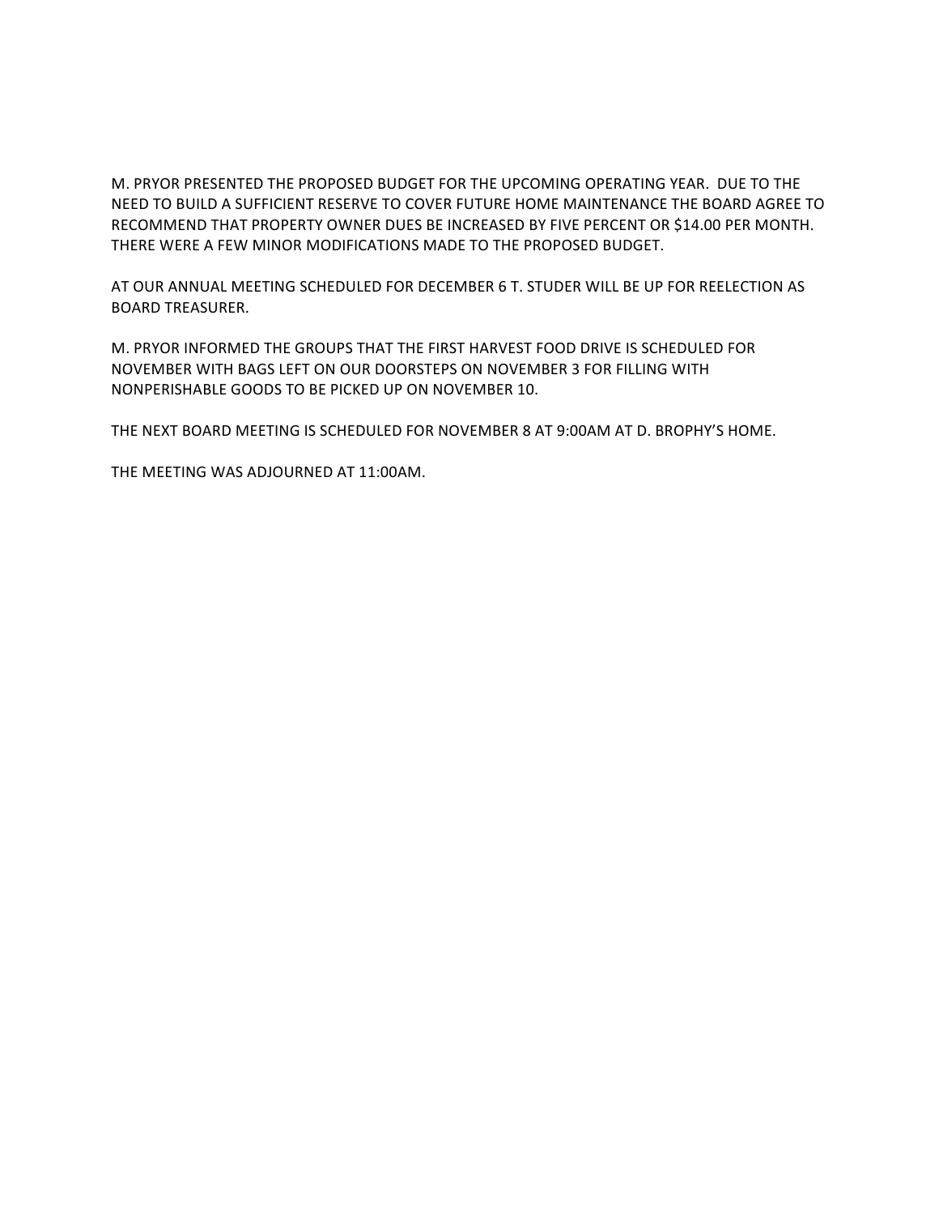M. PRYOR PRESENTED THE PROPOSED BUDGET FOR THE UPCOMING OPERATING YEAR. DUE TO THE NEED TO BUILD A SUFFICIENT RESERVE TO COVER FUTURE HOME MAINTENANCE THE BOARD AGREE TO RECOMMEND THAT PROPERTY OWNER DUES BE INCREASED BY FIVE PERCENT OR $14.00 PER MONTH. THERE WERE A FEW MINOR MODIFICATIONS MADE TO THE PROPOSED BUDGET.

AT OUR ANNUAL MEETING SCHEDULED FOR DECEMBER 6 T. STUDER WILL BE UP FOR REELECTION AS BOARD TREASURER.

M. PRYOR INFORMED THE GROUPS THAT THE FIRST HARVEST FOOD DRIVE IS SCHEDULED FOR NOVEMBER WITH BAGS LEFT ON OUR DOORSTEPS ON NOVEMBER 3 FOR FILLING WITH NONPERISHABLE GOODS TO BE PICKED UP ON NOVEMBER 10.

THE NEXT BOARD MEETING IS SCHEDULED FOR NOVEMBER 8 AT 9:00AM AT D. BROPHY'S HOME.

THE MEETING WAS ADJOURNED AT 11:00AM.